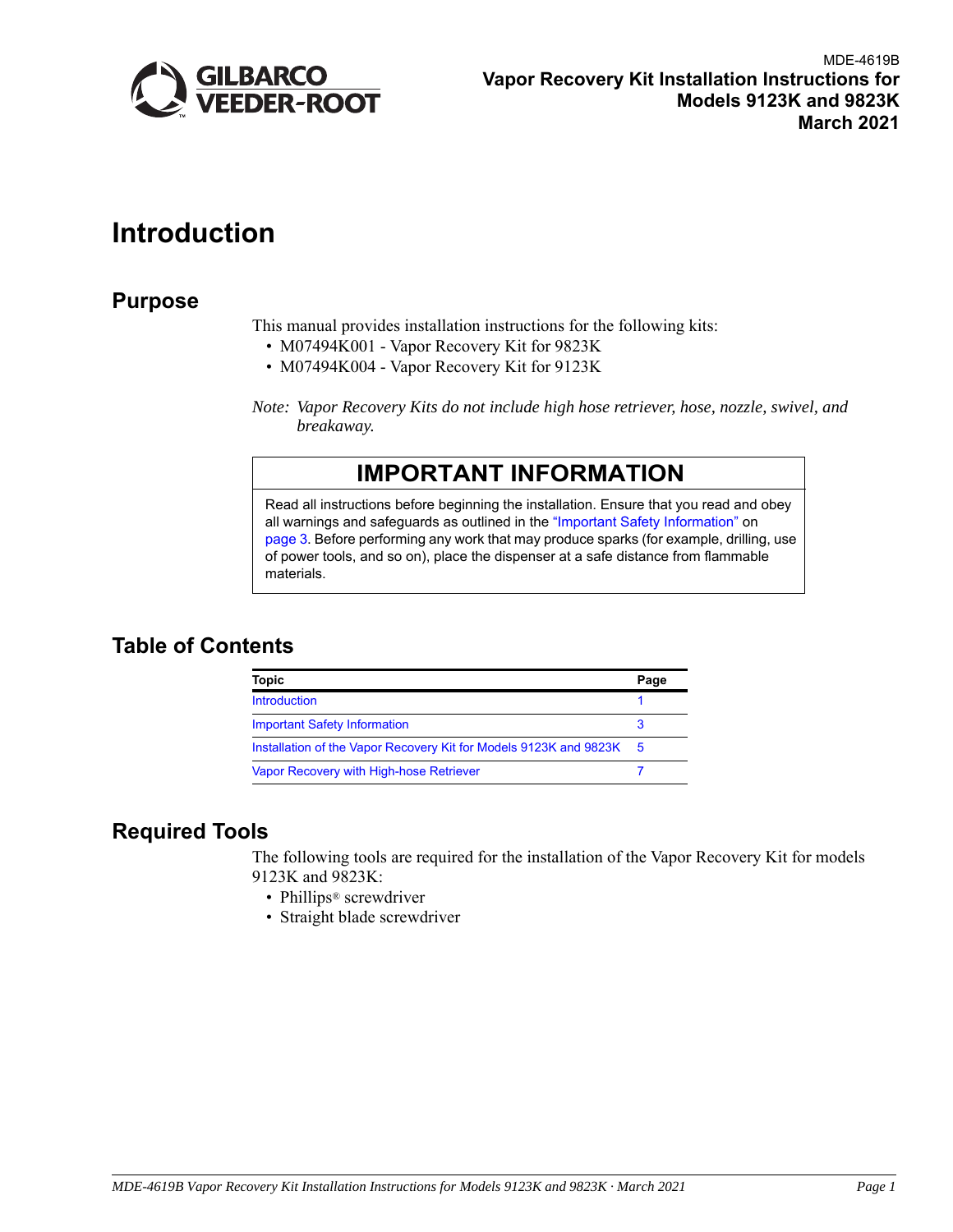MDE-4619B
**Vapor Recovery Kit Installation Instructions for Models 9123K and 9823K**
**March 2021**

# Introduction

## Purpose

This manual provides installation instructions for the following kits:

- M07494K001 - Vapor Recovery Kit for 9823K
- M07494K004 - Vapor Recovery Kit for 9123K

*Note: Vapor Recovery Kits do not include high hose retriever, hose, nozzle, swivel, and breakaway.*

**IMPORTANT INFORMATION**

Read all instructions before beginning the installation. Ensure that you read and obey all warnings and safeguards as outlined in the "Important Safety Information" on page 3. Before performing any work that may produce sparks (for example, drilling, use of power tools, and so on), place the dispenser at a safe distance from flammable materials.

## Table of Contents

| Topic | Page |
| --- | --- |
| Introduction | 1 |
| Important Safety Information | 3 |
| Installation of the Vapor Recovery Kit for Models 9123K and 9823K | 5 |
| Vapor Recovery with High-hose Retriever | 7 |

## Required Tools

The following tools are required for the installation of the Vapor Recovery Kit for models 9123K and 9823K:

- Phillips® screwdriver
- Straight blade screwdriver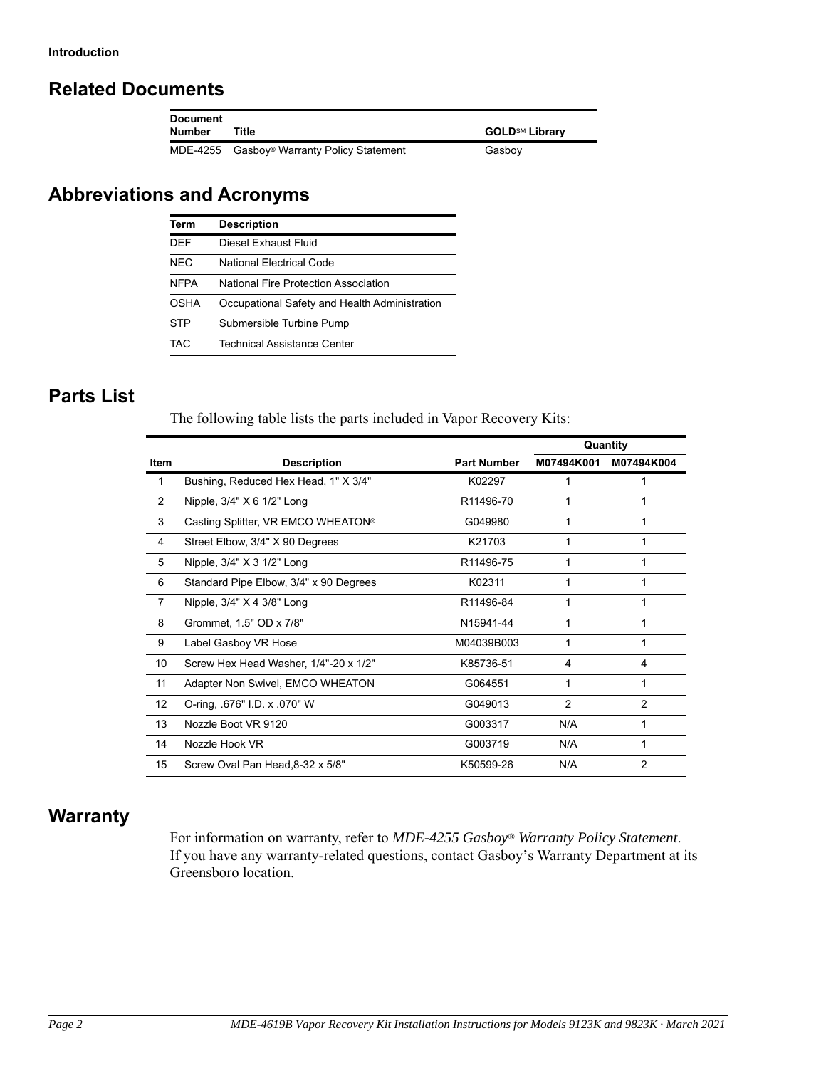## Related Documents

| Document Number | Title | GOLD℠ Library |
|---|---|---|
| MDE-4255 | Gasboy® Warranty Policy Statement | Gasboy |

## Abbreviations and Acronyms

| Term | Description |
|---|---|
| DEF | Diesel Exhaust Fluid |
| NEC | National Electrical Code |
| NFPA | National Fire Protection Association |
| OSHA | Occupational Safety and Health Administration |
| STP | Submersible Turbine Pump |
| TAC | Technical Assistance Center |

## Parts List

The following table lists the parts included in Vapor Recovery Kits:

| | | | Quantity | |
|---|---|---|---|---|
| **Item** | **Description** | **Part Number** | **M07494K001** | **M07494K004** |
| 1 | Bushing, Reduced Hex Head, 1" X 3/4" | K02297 | 1 | 1 |
| 2 | Nipple, 3/4" X 6 1/2" Long | R11496-70 | 1 | 1 |
| 3 | Casting Splitter, VR EMCO WHEATON® | G049980 | 1 | 1 |
| 4 | Street Elbow, 3/4" X 90 Degrees | K21703 | 1 | 1 |
| 5 | Nipple, 3/4" X 3 1/2" Long | R11496-75 | 1 | 1 |
| 6 | Standard Pipe Elbow, 3/4" x 90 Degrees | K02311 | 1 | 1 |
| 7 | Nipple, 3/4" X 4 3/8" Long | R11496-84 | 1 | 1 |
| 8 | Grommet, 1.5" OD x 7/8" | N15941-44 | 1 | 1 |
| 9 | Label Gasboy VR Hose | M04039B003 | 1 | 1 |
| 10 | Screw Hex Head Washer, 1/4"-20 x 1/2" | K85736-51 | 4 | 4 |
| 11 | Adapter Non Swivel, EMCO WHEATON | G064551 | 1 | 1 |
| 12 | O-ring, .676" I.D. x .070" W | G049013 | 2 | 2 |
| 13 | Nozzle Boot VR 9120 | G003317 | N/A | 1 |
| 14 | Nozzle Hook VR | G003719 | N/A | 1 |
| 15 | Screw Oval Pan Head,8-32 x 5/8" | K50599-26 | N/A | 2 |

## Warranty

For information on warranty, refer to *MDE-4255 Gasboy® Warranty Policy Statement*. If you have any warranty-related questions, contact Gasboy's Warranty Department at its Greensboro location.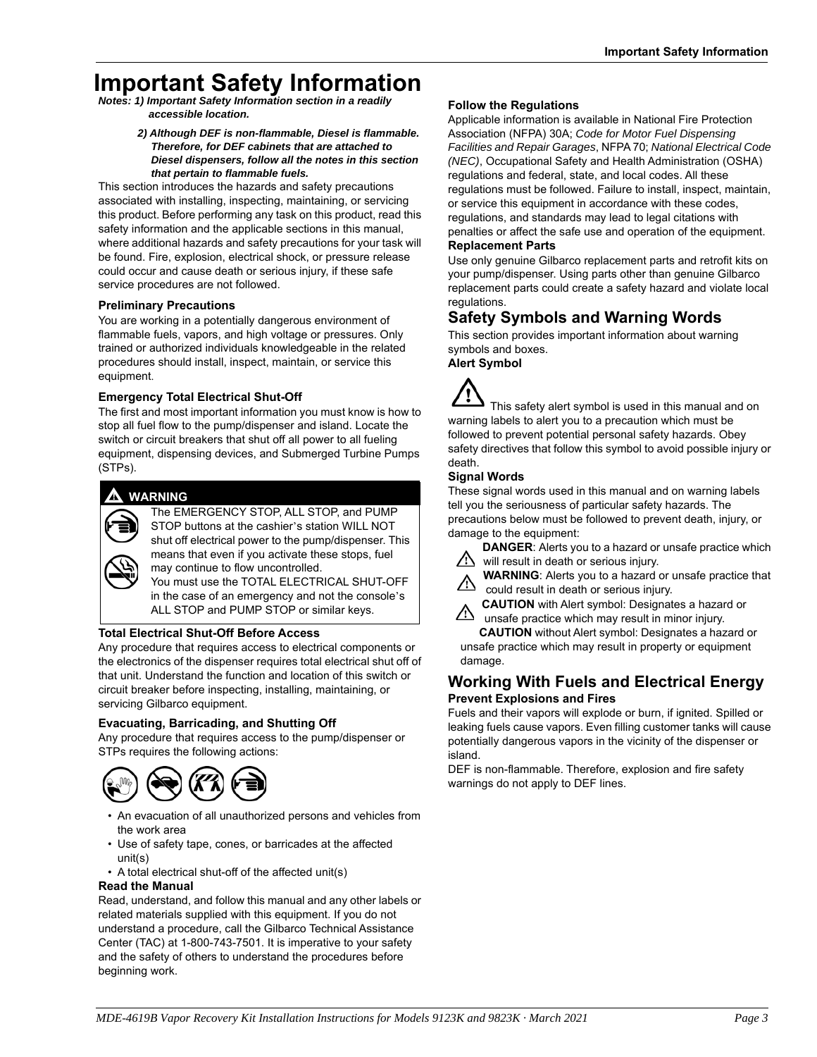# Important Safety Information

***Notes: 1) Important Safety Information section in a readily accessible location.***

***2) Although DEF is non-flammable, Diesel is flammable. Therefore, for DEF cabinets that are attached to Diesel dispensers, follow all the notes in this section that pertain to flammable fuels.***

This section introduces the hazards and safety precautions associated with installing, inspecting, maintaining, or servicing this product. Before performing any task on this product, read this safety information and the applicable sections in this manual, where additional hazards and safety precautions for your task will be found. Fire, explosion, electrical shock, or pressure release could occur and cause death or serious injury, if these safe service procedures are not followed.

**Preliminary Precautions**

You are working in a potentially dangerous environment of flammable fuels, vapors, and high voltage or pressures. Only trained or authorized individuals knowledgeable in the related procedures should install, inspect, maintain, or service this equipment.

**Emergency Total Electrical Shut-Off**

The first and most important information you must know is how to stop all fuel flow to the pump/dispenser and island. Locate the switch or circuit breakers that shut off all power to all fueling equipment, dispensing devices, and Submerged Turbine Pumps (STPs).

> **⚠ WARNING**
>
> The EMERGENCY STOP, ALL STOP, and PUMP STOP buttons at the cashier's station WILL NOT shut off electrical power to the pump/dispenser. This means that even if you activate these stops, fuel may continue to flow uncontrolled.
>
> You must use the TOTAL ELECTRICAL SHUT-OFF in the case of an emergency and not the console's ALL STOP and PUMP STOP or similar keys.

**Total Electrical Shut-Off Before Access**

Any procedure that requires access to electrical components or the electronics of the dispenser requires total electrical shut off of that unit. Understand the function and location of this switch or circuit breaker before inspecting, installing, maintaining, or servicing Gilbarco equipment.

**Evacuating, Barricading, and Shutting Off**

Any procedure that requires access to the pump/dispenser or STPs requires the following actions:

- An evacuation of all unauthorized persons and vehicles from the work area
- Use of safety tape, cones, or barricades at the affected unit(s)
- A total electrical shut-off of the affected unit(s)

**Read the Manual**

Read, understand, and follow this manual and any other labels or related materials supplied with this equipment. If you do not understand a procedure, call the Gilbarco Technical Assistance Center (TAC) at 1-800-743-7501. It is imperative to your safety and the safety of others to understand the procedures before beginning work.

**Follow the Regulations**

Applicable information is available in National Fire Protection Association (NFPA) 30A; *Code for Motor Fuel Dispensing Facilities and Repair Garages*, NFPA 70; *National Electrical Code (NEC)*, Occupational Safety and Health Administration (OSHA) regulations and federal, state, and local codes. All these regulations must be followed. Failure to install, inspect, maintain, or service this equipment in accordance with these codes, regulations, and standards may lead to legal citations with penalties or affect the safe use and operation of the equipment.

**Replacement Parts**

Use only genuine Gilbarco replacement parts and retrofit kits on your pump/dispenser. Using parts other than genuine Gilbarco replacement parts could create a safety hazard and violate local regulations.

## Safety Symbols and Warning Words

This section provides important information about warning symbols and boxes.

**Alert Symbol**

⚠ This safety alert symbol is used in this manual and on warning labels to alert you to a precaution which must be followed to prevent potential personal safety hazards. Obey safety directives that follow this symbol to avoid possible injury or death.

**Signal Words**

These signal words used in this manual and on warning labels tell you the seriousness of particular safety hazards. The precautions below must be followed to prevent death, injury, or damage to the equipment:

⚠ **DANGER**: Alerts you to a hazard or unsafe practice which will result in death or serious injury.

⚠ **WARNING**: Alerts you to a hazard or unsafe practice that could result in death or serious injury.

⚠ **CAUTION** with Alert symbol: Designates a hazard or unsafe practice which may result in minor injury.

**CAUTION** without Alert symbol: Designates a hazard or unsafe practice which may result in property or equipment damage.

## Working With Fuels and Electrical Energy

**Prevent Explosions and Fires**

Fuels and their vapors will explode or burn, if ignited. Spilled or leaking fuels cause vapors. Even filling customer tanks will cause potentially dangerous vapors in the vicinity of the dispenser or island.

DEF is non-flammable. Therefore, explosion and fire safety warnings do not apply to DEF lines.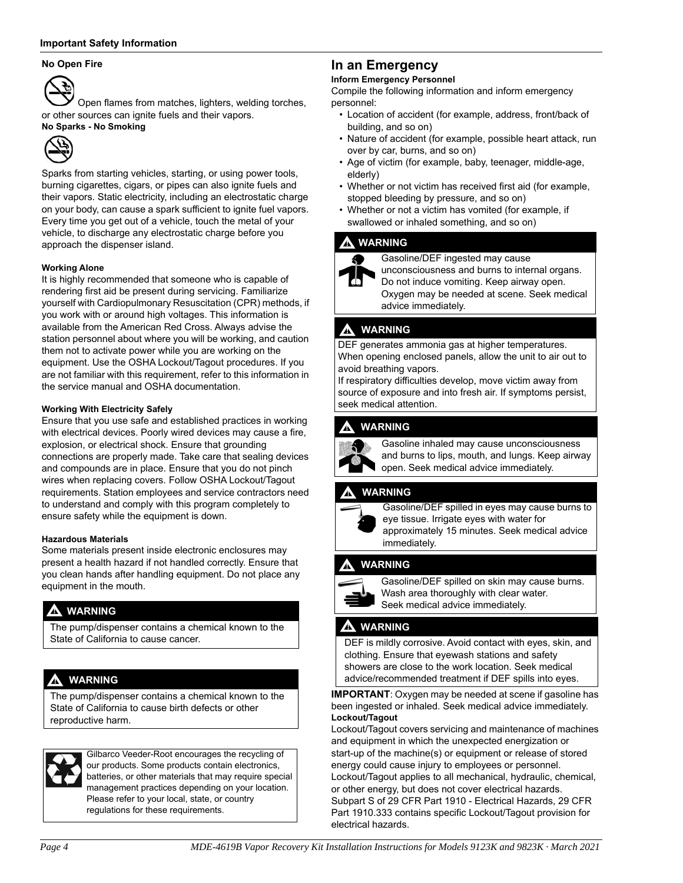**No Open Fire**

Open flames from matches, lighters, welding torches, or other sources can ignite fuels and their vapors.

**No Sparks - No Smoking**

Sparks from starting vehicles, starting, or using power tools, burning cigarettes, cigars, or pipes can also ignite fuels and their vapors. Static electricity, including an electrostatic charge on your body, can cause a spark sufficient to ignite fuel vapors. Every time you get out of a vehicle, touch the metal of your vehicle, to discharge any electrostatic charge before you approach the dispenser island.

**Working Alone**

It is highly recommended that someone who is capable of rendering first aid be present during servicing. Familiarize yourself with Cardiopulmonary Resuscitation (CPR) methods, if you work with or around high voltages. This information is available from the American Red Cross. Always advise the station personnel about where you will be working, and caution them not to activate power while you are working on the equipment. Use the OSHA Lockout/Tagout procedures. If you are not familiar with this requirement, refer to this information in the service manual and OSHA documentation.

**Working With Electricity Safely**

Ensure that you use safe and established practices in working with electrical devices. Poorly wired devices may cause a fire, explosion, or electrical shock. Ensure that grounding connections are properly made. Take care that sealing devices and compounds are in place. Ensure that you do not pinch wires when replacing covers. Follow OSHA Lockout/Tagout requirements. Station employees and service contractors need to understand and comply with this program completely to ensure safety while the equipment is down.

**Hazardous Materials**

Some materials present inside electronic enclosures may present a health hazard if not handled correctly. Ensure that you clean hands after handling equipment. Do not place any equipment in the mouth.

**WARNING**

The pump/dispenser contains a chemical known to the State of California to cause cancer.

**WARNING**

The pump/dispenser contains a chemical known to the State of California to cause birth defects or other reproductive harm.

Gilbarco Veeder-Root encourages the recycling of our products. Some products contain electronics, batteries, or other materials that may require special management practices depending on your location. Please refer to your local, state, or country regulations for these requirements.

## In an Emergency

**Inform Emergency Personnel**

Compile the following information and inform emergency personnel:

- Location of accident (for example, address, front/back of building, and so on)
- Nature of accident (for example, possible heart attack, run over by car, burns, and so on)
- Age of victim (for example, baby, teenager, middle-age, elderly)
- Whether or not victim has received first aid (for example, stopped bleeding by pressure, and so on)
- Whether or not a victim has vomited (for example, if swallowed or inhaled something, and so on)

**WARNING**

Gasoline/DEF ingested may cause unconsciousness and burns to internal organs. Do not induce vomiting. Keep airway open. Oxygen may be needed at scene. Seek medical advice immediately.

**WARNING**

DEF generates ammonia gas at higher temperatures. When opening enclosed panels, allow the unit to air out to avoid breathing vapors.
If respiratory difficulties develop, move victim away from source of exposure and into fresh air. If symptoms persist, seek medical attention.

**WARNING**

Gasoline inhaled may cause unconsciousness and burns to lips, mouth, and lungs. Keep airway open. Seek medical advice immediately.

**WARNING**

Gasoline/DEF spilled in eyes may cause burns to eye tissue. Irrigate eyes with water for approximately 15 minutes. Seek medical advice immediately.

**WARNING**

Gasoline/DEF spilled on skin may cause burns. Wash area thoroughly with clear water. Seek medical advice immediately.

**WARNING**

DEF is mildly corrosive. Avoid contact with eyes, skin, and clothing. Ensure that eyewash stations and safety showers are close to the work location. Seek medical advice/recommended treatment if DEF spills into eyes.

**IMPORTANT**: Oxygen may be needed at scene if gasoline has been ingested or inhaled. Seek medical advice immediately.

**Lockout/Tagout**

Lockout/Tagout covers servicing and maintenance of machines and equipment in which the unexpected energization or start-up of the machine(s) or equipment or release of stored energy could cause injury to employees or personnel. Lockout/Tagout applies to all mechanical, hydraulic, chemical, or other energy, but does not cover electrical hazards. Subpart S of 29 CFR Part 1910 - Electrical Hazards, 29 CFR Part 1910.333 contains specific Lockout/Tagout provision for electrical hazards.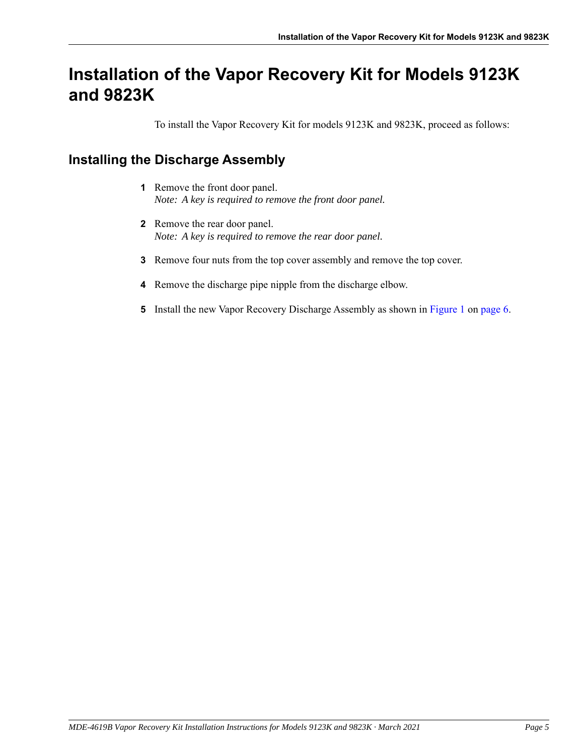# Installation of the Vapor Recovery Kit for Models 9123K and 9823K

To install the Vapor Recovery Kit for models 9123K and 9823K, proceed as follows:

## Installing the Discharge Assembly

1. Remove the front door panel.
   *Note: A key is required to remove the front door panel.*

2. Remove the rear door panel.
   *Note: A key is required to remove the rear door panel.*

3. Remove four nuts from the top cover assembly and remove the top cover.

4. Remove the discharge pipe nipple from the discharge elbow.

5. Install the new Vapor Recovery Discharge Assembly as shown in Figure 1 on page 6.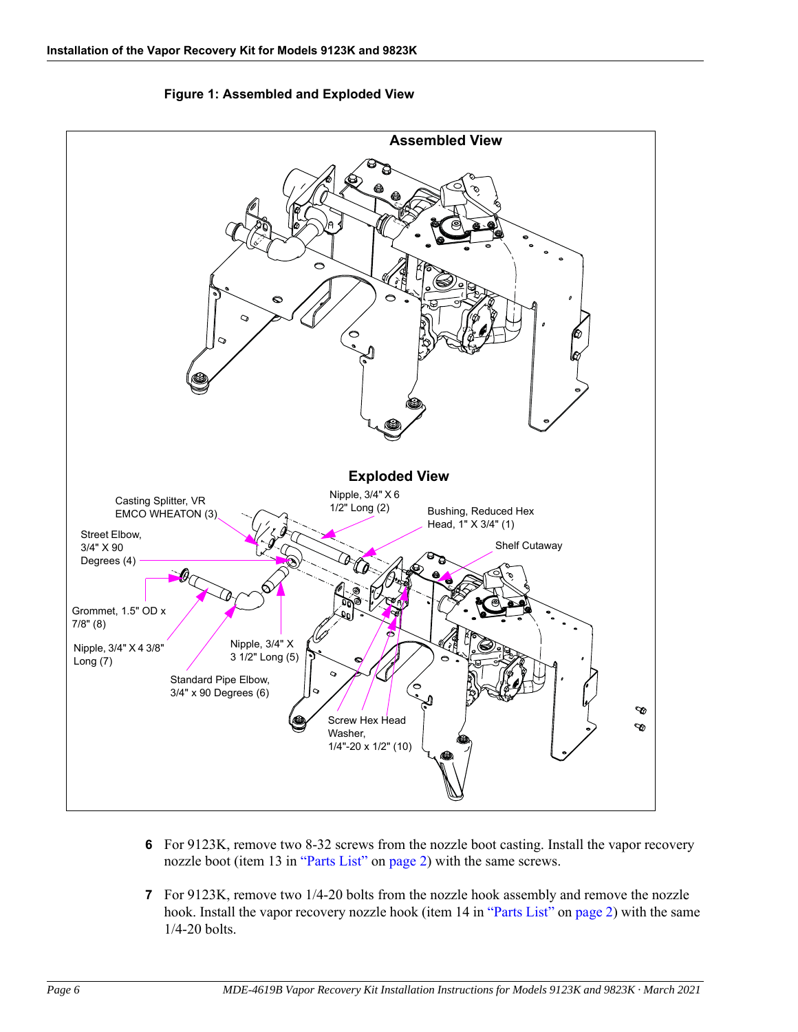**Figure 1: Assembled and Exploded View**

Assembled View

Exploded View

Casting Splitter, VR EMCO WHEATON (3)

Nipple, 3/4" X 6 1/2" Long (2)

Bushing, Reduced Hex Head, 1" X 3/4" (1)

Street Elbow, 3/4" X 90 Degrees (4)

Shelf Cutaway

Grommet, 1.5" OD x 7/8" (8)

Nipple, 3/4" X 4 3/8" Long (7)

Nipple, 3/4" X 3 1/2" Long (5)

Standard Pipe Elbow, 3/4" x 90 Degrees (6)

Screw Hex Head Washer, 1/4"-20 x 1/2" (10)

6 For 9123K, remove two 8-32 screws from the nozzle boot casting. Install the vapor recovery nozzle boot (item 13 in "Parts List" on page 2) with the same screws.

7 For 9123K, remove two 1/4-20 bolts from the nozzle hook assembly and remove the nozzle hook. Install the vapor recovery nozzle hook (item 14 in "Parts List" on page 2) with the same 1/4-20 bolts.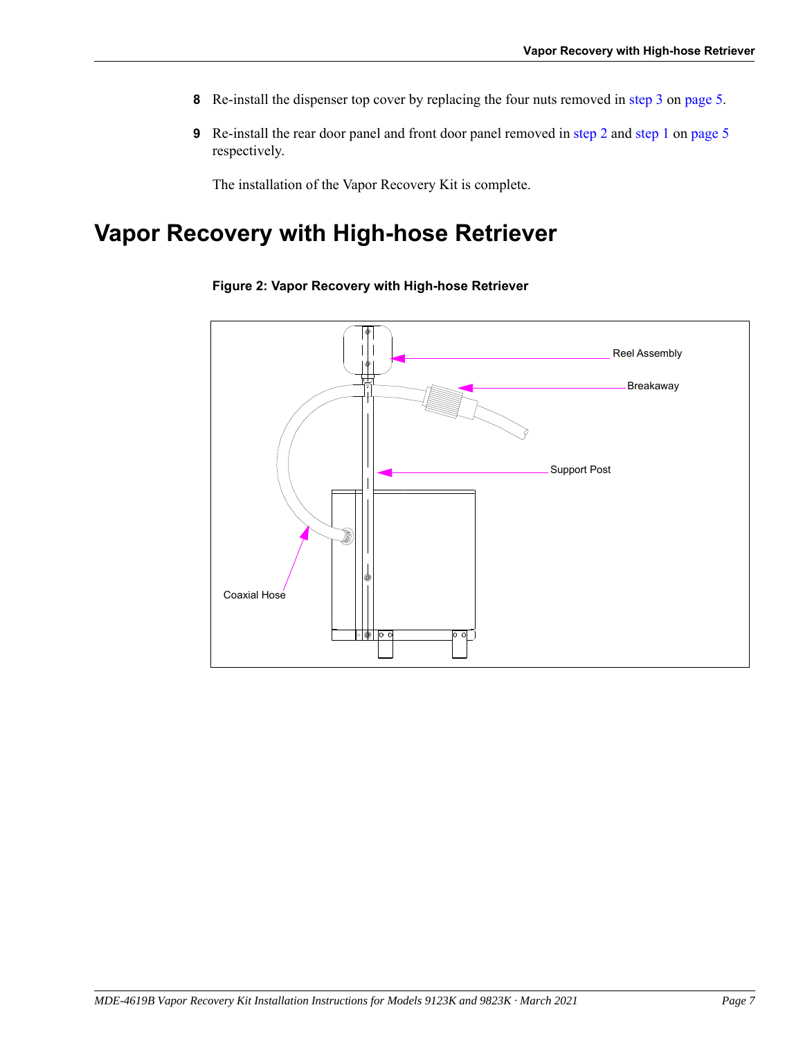8. Re-install the dispenser top cover by replacing the four nuts removed in step 3 on page 5.

9. Re-install the rear door panel and front door panel removed in step 2 and step 1 on page 5 respectively.

   The installation of the Vapor Recovery Kit is complete.

# Vapor Recovery with High-hose Retriever

**Figure 2: Vapor Recovery with High-hose Retriever**

Reel Assembly

Breakaway

Support Post

Coaxial Hose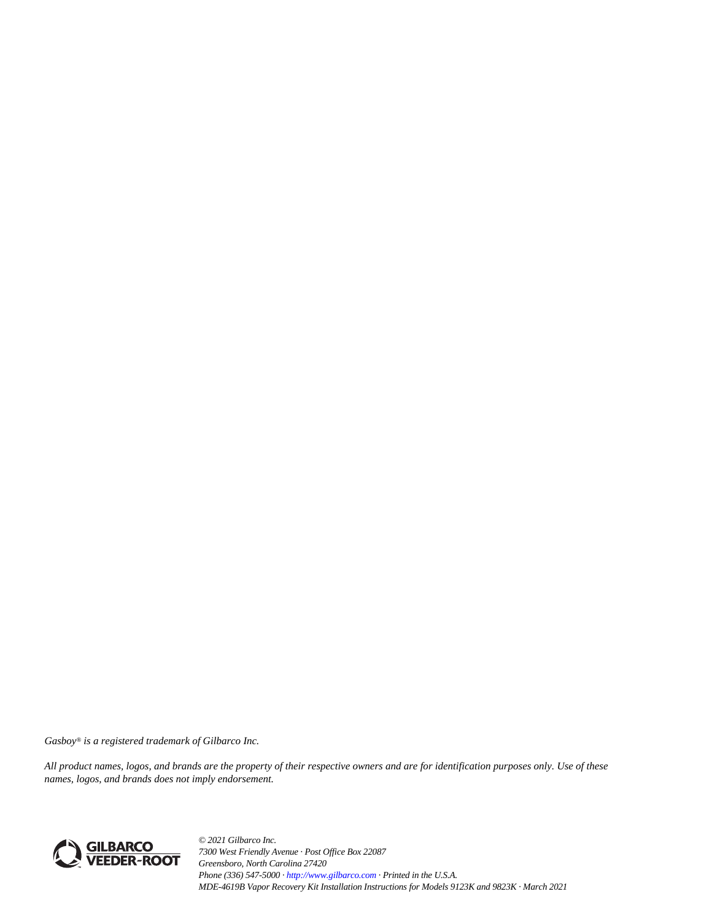*Gasboy® is a registered trademark of Gilbarco Inc.*

*All product names, logos, and brands are the property of their respective owners and are for identification purposes only. Use of these names, logos, and brands does not imply endorsement.*

GILBARCO VEEDER-ROOT

*© 2021 Gilbarco Inc.*
*7300 West Friendly Avenue · Post Office Box 22087*
*Greensboro, North Carolina 27420*
*Phone (336) 547-5000 · http://www.gilbarco.com · Printed in the U.S.A.*
*MDE-4619B Vapor Recovery Kit Installation Instructions for Models 9123K and 9823K · March 2021*